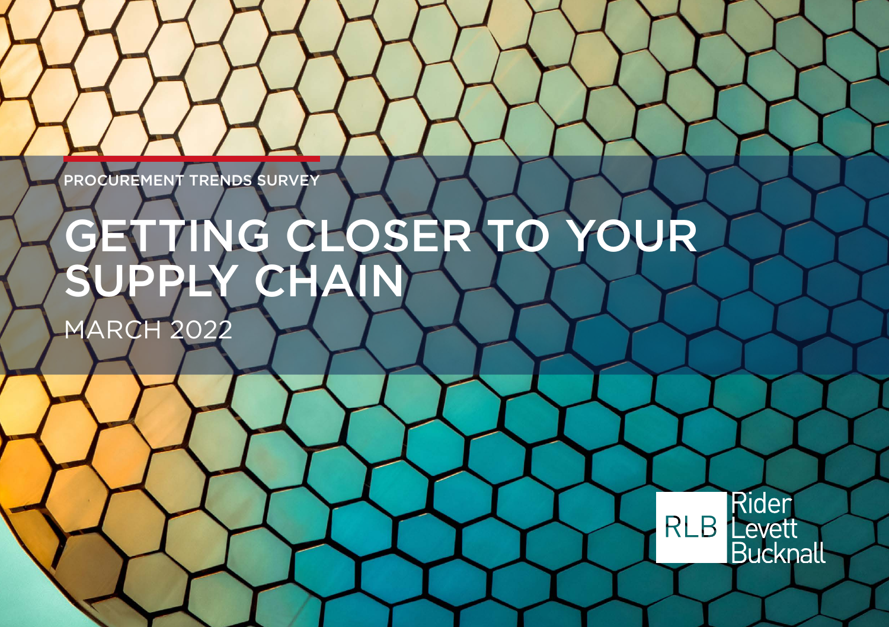PROCUREMENT TRENDS SURVEY

# GETTING CLOSER TO YOUR SUPPLY CHAIN

MARCH 2022

RLB Rider Levett Bucknall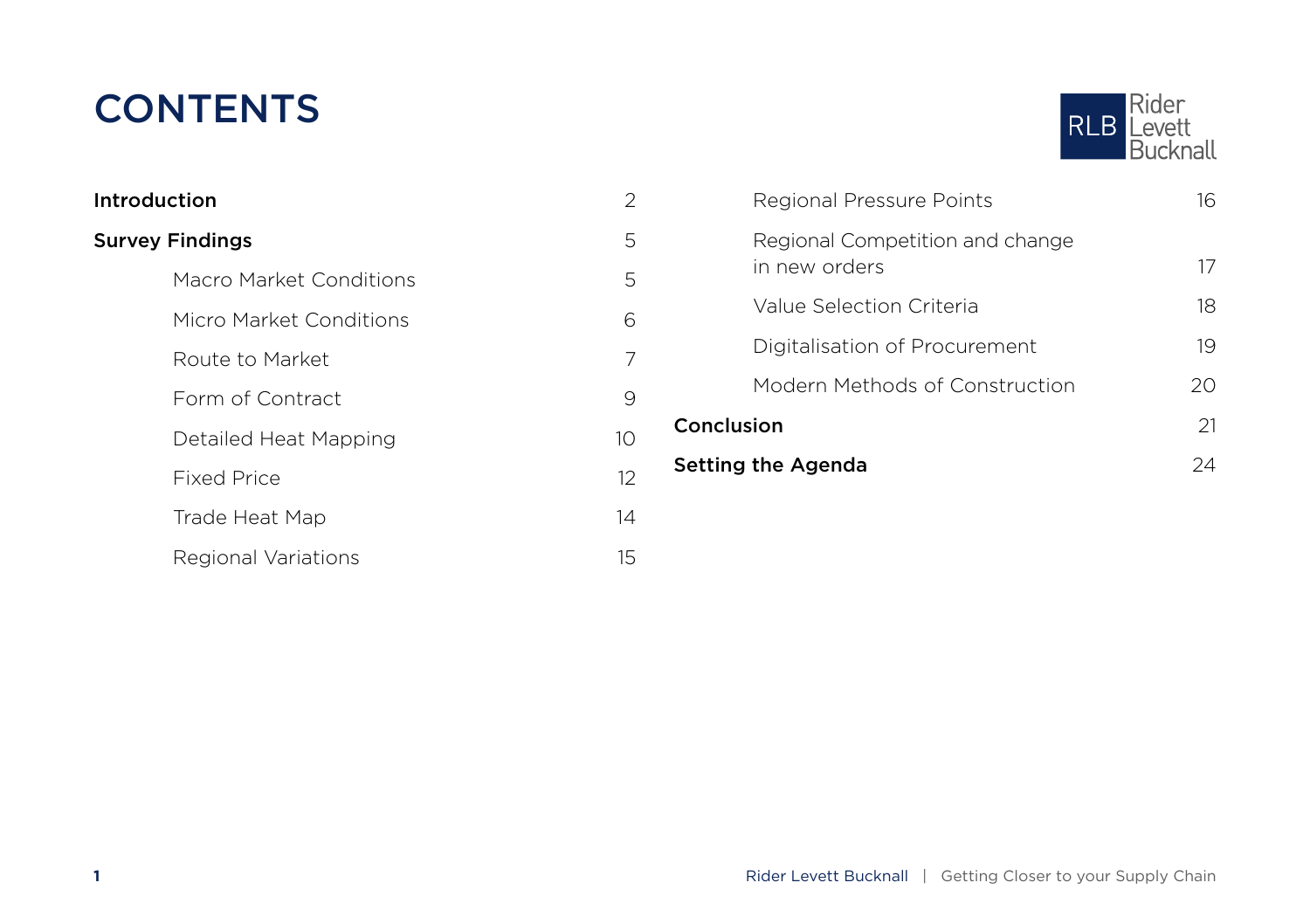# CONTENTS

| | |
|---|---|
| **Introduction** | 2 |
| **Survey Findings** | 5 |
| Macro Market Conditions | 5 |
| Micro Market Conditions | 6 |
| Route to Market | 7 |
| Form of Contract | 9 |
| Detailed Heat Mapping | 10 |
| Fixed Price | 12 |
| Trade Heat Map | 14 |
| Regional Variations | 15 |
| Regional Pressure Points | 16 |
| Regional Competition and change in new orders | 17 |
| Value Selection Criteria | 18 |
| Digitalisation of Procurement | 19 |
| Modern Methods of Construction | 20 |
| **Conclusion** | 21 |
| **Setting the Agenda** | 24 |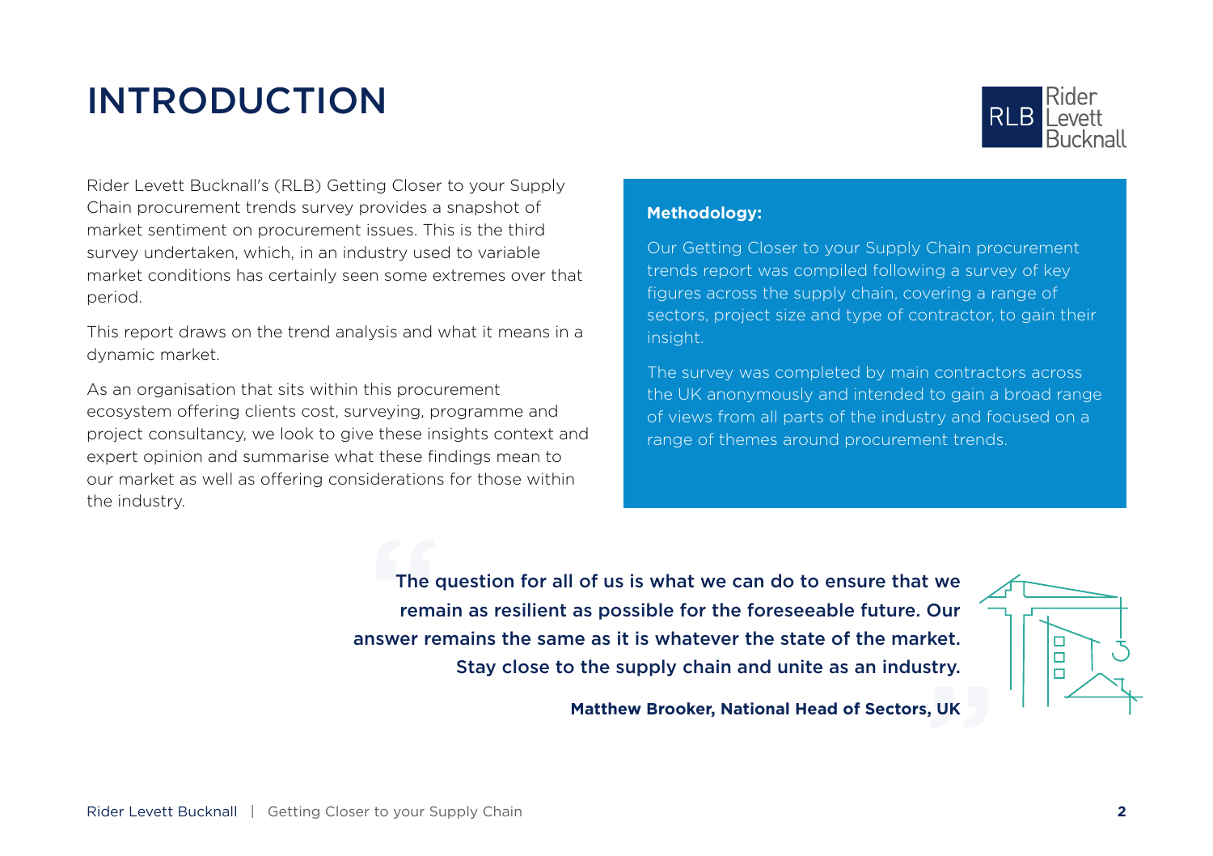# INTRODUCTION

Rider Levett Bucknall's (RLB) Getting Closer to your Supply Chain procurement trends survey provides a snapshot of market sentiment on procurement issues. This is the third survey undertaken, which, in an industry used to variable market conditions has certainly seen some extremes over that period.

This report draws on the trend analysis and what it means in a dynamic market.

As an organisation that sits within this procurement ecosystem offering clients cost, surveying, programme and project consultancy, we look to give these insights context and expert opinion and summarise what these findings mean to our market as well as offering considerations for those within the industry.

**Methodology:**

Our Getting Closer to your Supply Chain procurement trends report was compiled following a survey of key figures across the supply chain, covering a range of sectors, project size and type of contractor, to gain their insight.

The survey was completed by main contractors across the UK anonymously and intended to gain a broad range of views from all parts of the industry and focused on a range of themes around procurement trends.

> **The question for all of us is what we can do to ensure that we remain as resilient as possible for the foreseeable future. Our answer remains the same as it is whatever the state of the market. Stay close to the supply chain and unite as an industry.**
>
> **Matthew Brooker, National Head of Sectors, UK**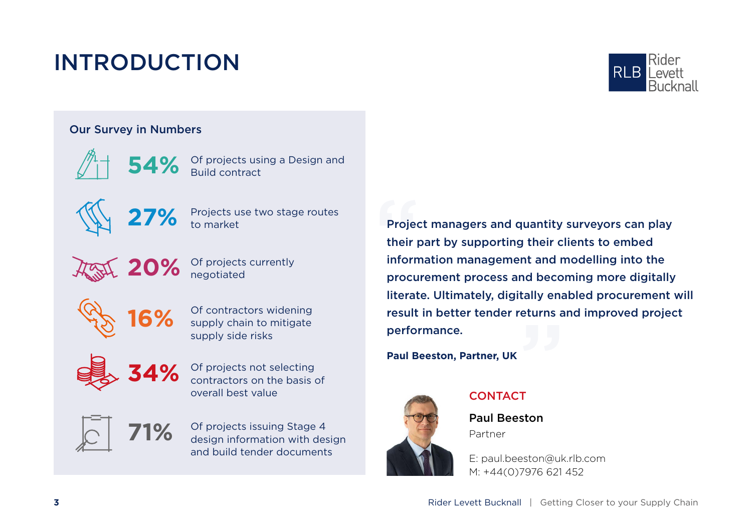# INTRODUCTION

## Our Survey in Numbers

**54%** Of projects using a Design and Build contract

**27%** Projects use two stage routes to market

**20%** Of projects currently negotiated

**16%** Of contractors widening supply chain to mitigate supply side risks

**34%** Of projects not selecting contractors on the basis of overall best value

**71%** Of projects issuing Stage 4 design information with design and build tender documents

> **Project managers and quantity surveyors can play their part by supporting their clients to embed information management and modelling into the procurement process and becoming more digitally literate. Ultimately, digitally enabled procurement will result in better tender returns and improved project performance.**

**Paul Beeston, Partner, UK**

### CONTACT

**Paul Beeston**
Partner

E: paul.beeston@uk.rlb.com
M: +44(0)7976 621 452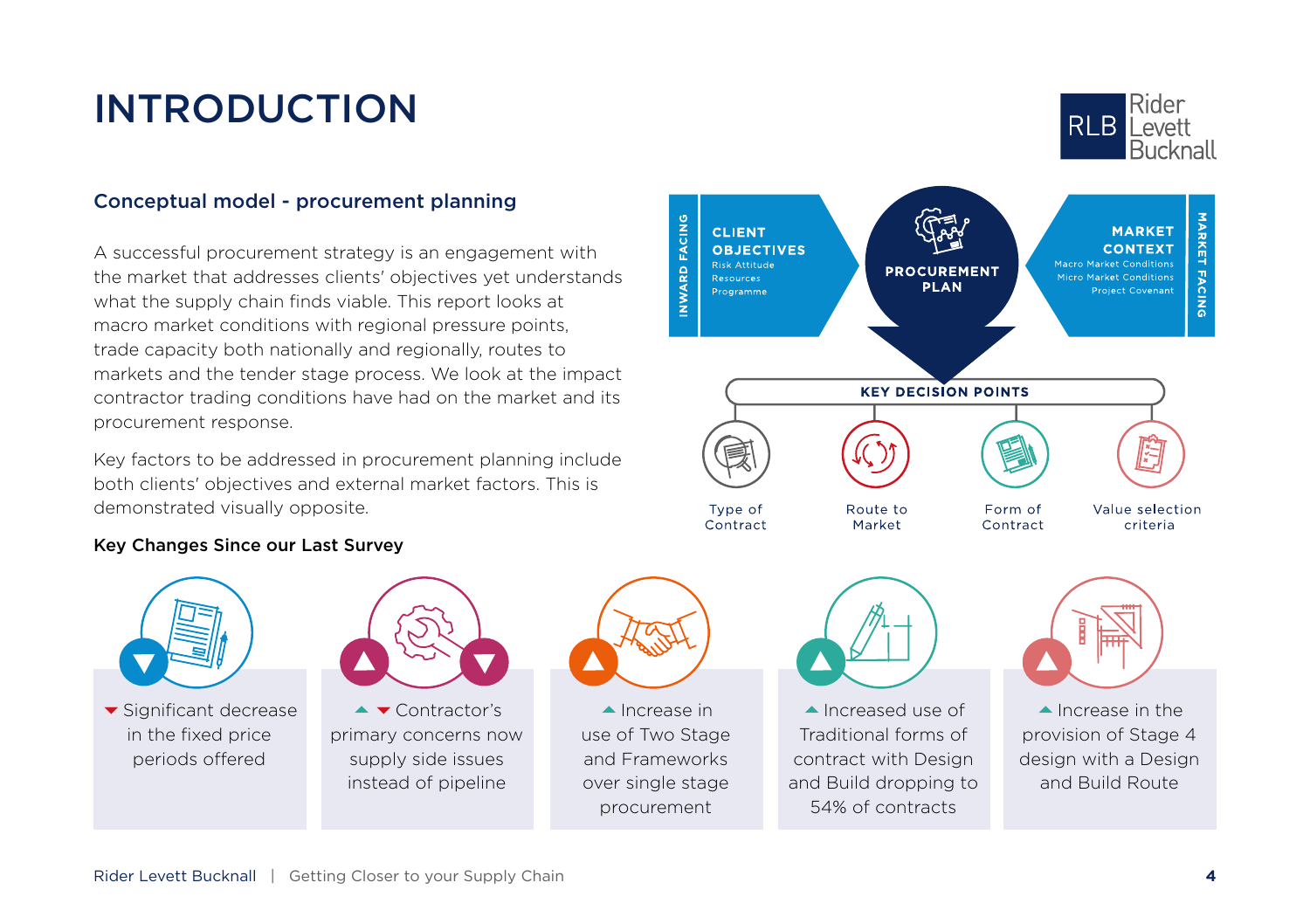# INTRODUCTION

## Conceptual model - procurement planning

A successful procurement strategy is an engagement with the market that addresses clients' objectives yet understands what the supply chain finds viable. This report looks at macro market conditions with regional pressure points, trade capacity both nationally and regionally, routes to markets and the tender stage process. We look at the impact contractor trading conditions have had on the market and its procurement response.

Key factors to be addressed in procurement planning include both clients' objectives and external market factors. This is demonstrated visually opposite.

INWARD FACING

**CLIENT OBJECTIVES**
- Risk Attitude
- Resources
- Programme

**PROCUREMENT PLAN**

**MARKET CONTEXT**
- Macro Market Conditions
- Micro Market Conditions
- Project Covenant

MARKET FACING

**KEY DECISION POINTS**

- Type of Contract
- Route to Market
- Form of Contract
- Value selection criteria

### Key Changes Since our Last Survey

- ▼ Significant decrease in the fixed price periods offered
- ▲ ▼ Contractor's primary concerns now supply side issues instead of pipeline
- ▲ Increase in use of Two Stage and Frameworks over single stage procurement
- ▲ Increased use of Traditional forms of contract with Design and Build dropping to 54% of contracts
- ▲ Increase in the provision of Stage 4 design with a Design and Build Route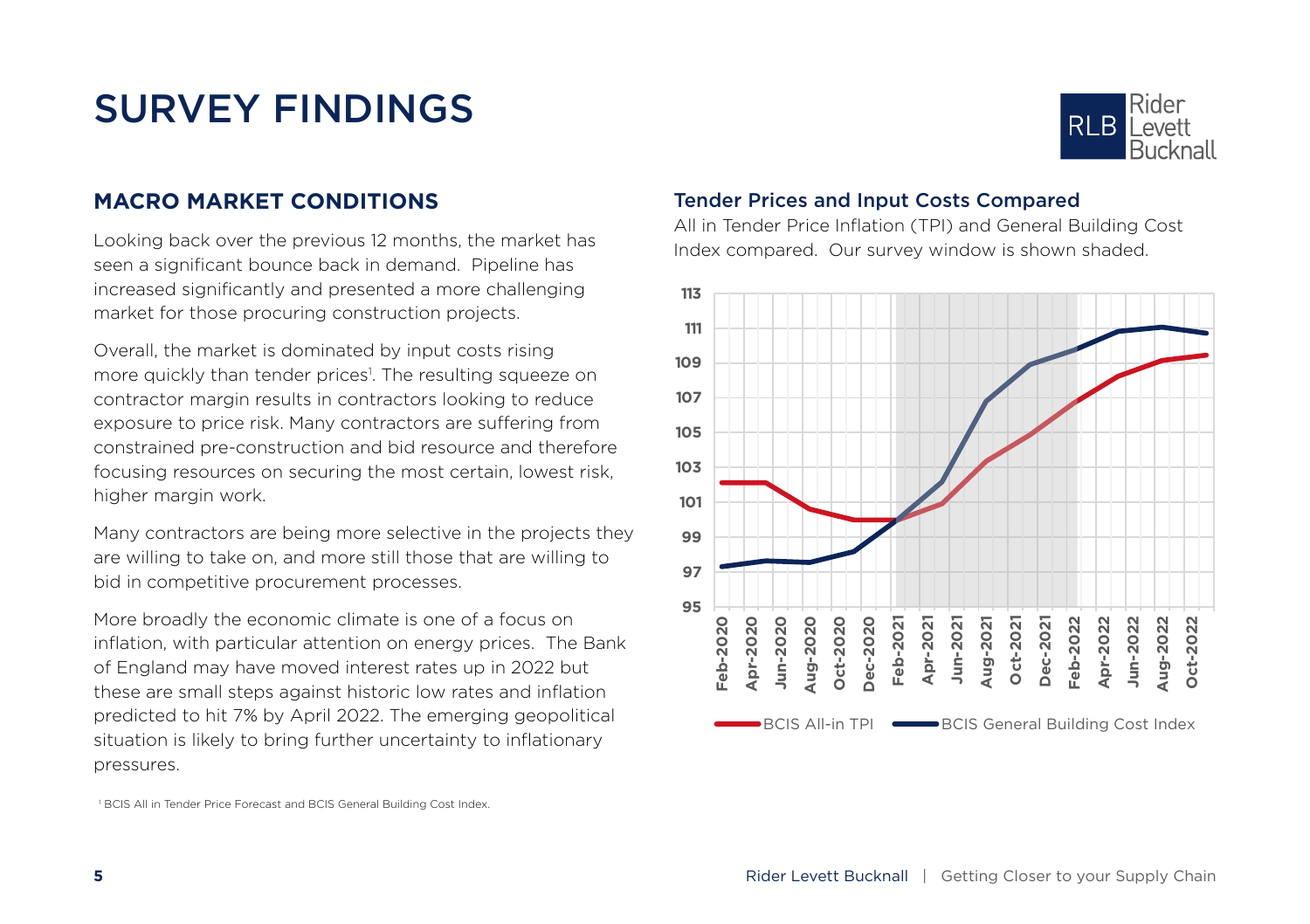# SURVEY FINDINGS

## MACRO MARKET CONDITIONS

Looking back over the previous 12 months, the market has seen a significant bounce back in demand. Pipeline has increased significantly and presented a more challenging market for those procuring construction projects.

Overall, the market is dominated by input costs rising more quickly than tender prices[1]. The resulting squeeze on contractor margin results in contractors looking to reduce exposure to price risk. Many contractors are suffering from constrained pre-construction and bid resource and therefore focusing resources on securing the most certain, lowest risk, higher margin work.

Many contractors are being more selective in the projects they are willing to take on, and more still those that are willing to bid in competitive procurement processes.

More broadly the economic climate is one of a focus on inflation, with particular attention on energy prices. The Bank of England may have moved interest rates up in 2022 but these are small steps against historic low rates and inflation predicted to hit 7% by April 2022. The emerging geopolitical situation is likely to bring further uncertainty to inflationary pressures.

### Tender Prices and Input Costs Compared

All in Tender Price Inflation (TPI) and General Building Cost Index compared. Our survey window is shown shaded.

[1] BCIS All in Tender Price Forecast and BCIS General Building Cost Index.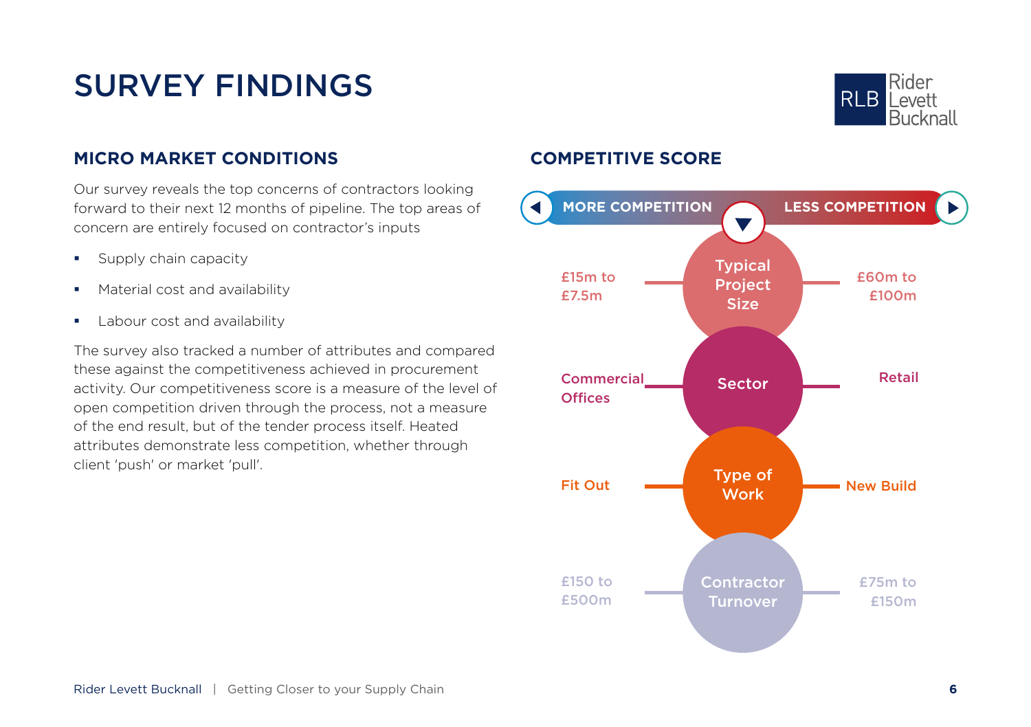# SURVEY FINDINGS

## MICRO MARKET CONDITIONS

Our survey reveals the top concerns of contractors looking forward to their next 12 months of pipeline. The top areas of concern are entirely focused on contractor's inputs

- Supply chain capacity
- Material cost and availability
- Labour cost and availability

The survey also tracked a number of attributes and compared these against the competitiveness achieved in procurement activity. Our competitiveness score is a measure of the level of open competition driven through the process, not a measure of the end result, but of the tender process itself. Heated attributes demonstrate less competition, whether through client 'push' or market 'pull'.

## COMPETITIVE SCORE

| MORE COMPETITION | Attribute | LESS COMPETITION |
|---|---|---|
| £15m to £7.5m | Typical Project Size | £60m to £100m |
| Commercial Offices | Sector | Retail |
| Fit Out | Type of Work | New Build |
| £150 to £500m | Contractor Turnover | £75m to £150m |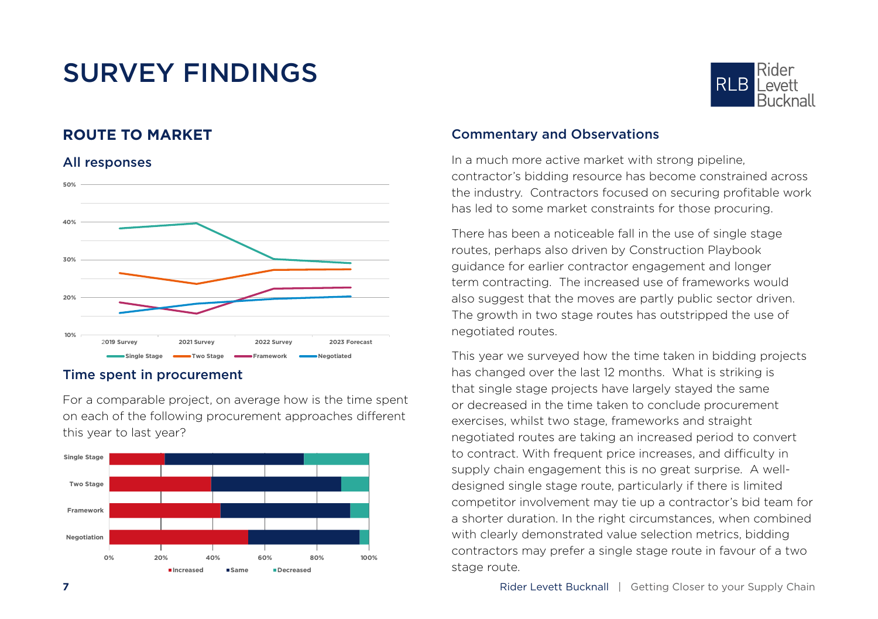# SURVEY FINDINGS

## ROUTE TO MARKET

### All responses

### Time spent in procurement

For a comparable project, on average how is the time spent on each of the following procurement approaches different this year to last year?

## Commentary and Observations

In a much more active market with strong pipeline, contractor's bidding resource has become constrained across the industry. Contractors focused on securing profitable work has led to some market constraints for those procuring.

There has been a noticeable fall in the use of single stage routes, perhaps also driven by Construction Playbook guidance for earlier contractor engagement and longer term contracting. The increased use of frameworks would also suggest that the moves are partly public sector driven. The growth in two stage routes has outstripped the use of negotiated routes.

This year we surveyed how the time taken in bidding projects has changed over the last 12 months. What is striking is that single stage projects have largely stayed the same or decreased in the time taken to conclude procurement exercises, whilst two stage, frameworks and straight negotiated routes are taking an increased period to convert to contract. With frequent price increases, and difficulty in supply chain engagement this is no great surprise. A well-designed single stage route, particularly if there is limited competitor involvement may tie up a contractor's bid team for a shorter duration. In the right circumstances, when combined with clearly demonstrated value selection metrics, bidding contractors may prefer a single stage route in favour of a two stage route.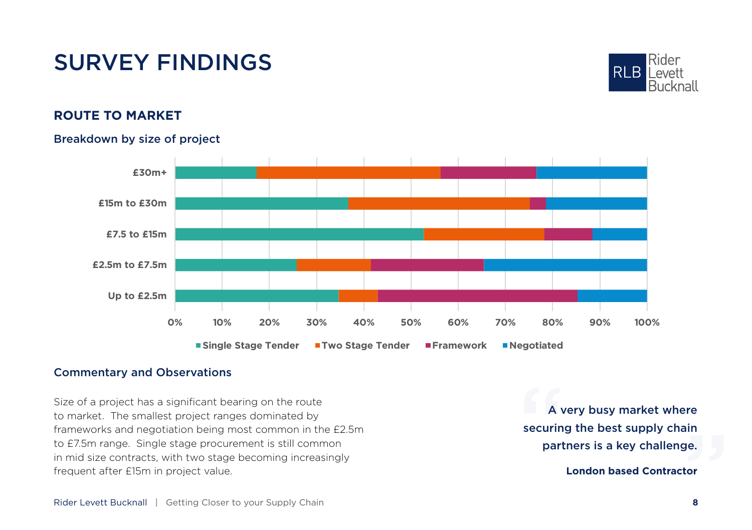# SURVEY FINDINGS

## ROUTE TO MARKET

### Breakdown by size of project

| | Single Stage Tender | Two Stage Tender | Framework | Negotiated |
|---|---|---|---|---|
| £30m+ | | | | |
| £15m to £30m | | | | |
| £7.5 to £15m | | | | |
| £2.5m to £7.5m | | | | |
| Up to £2.5m | | | | |

### Commentary and Observations

Size of a project has a significant bearing on the route to market. The smallest project ranges dominated by frameworks and negotiation being most common in the £2.5m to £7.5m range. Single stage procurement is still common in mid size contracts, with two stage becoming increasingly frequent after £15m in project value.

> **A very busy market where securing the best supply chain partners is a key challenge.**
>
> **London based Contractor**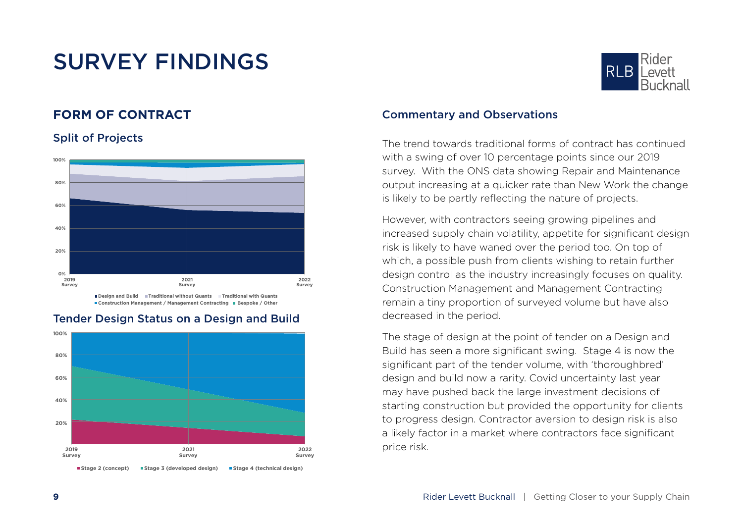# SURVEY FINDINGS

## FORM OF CONTRACT

### Split of Projects

Design and Build | Traditional without Quants | Traditional with Quants | Construction Management / Management Contracting | Bespoke / Other

### Tender Design Status on a Design and Build

Stage 2 (concept) | Stage 3 (developed design) | Stage 4 (technical design)

### Commentary and Observations

The trend towards traditional forms of contract has continued with a swing of over 10 percentage points since our 2019 survey. With the ONS data showing Repair and Maintenance output increasing at a quicker rate than New Work the change is likely to be partly reflecting the nature of projects.

However, with contractors seeing growing pipelines and increased supply chain volatility, appetite for significant design risk is likely to have waned over the period too. On top of which, a possible push from clients wishing to retain further design control as the industry increasingly focuses on quality. Construction Management and Management Contracting remain a tiny proportion of surveyed volume but have also decreased in the period.

The stage of design at the point of tender on a Design and Build has seen a more significant swing. Stage 4 is now the significant part of the tender volume, with 'thoroughbred' design and build now a rarity. Covid uncertainty last year may have pushed back the large investment decisions of starting construction but provided the opportunity for clients to progress design. Contractor aversion to design risk is also a likely factor in a market where contractors face significant price risk.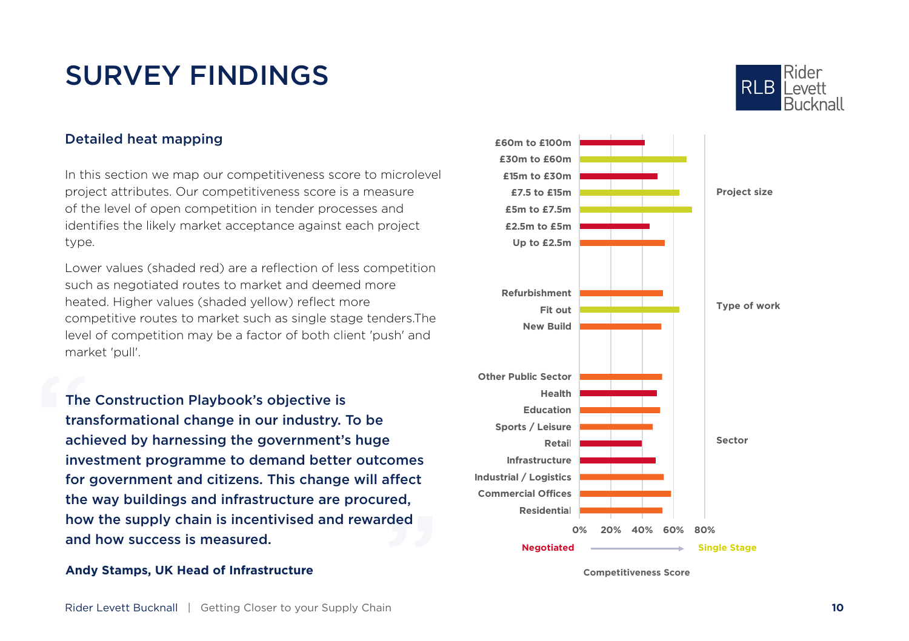# SURVEY FINDINGS

## Detailed heat mapping

In this section we map our competitiveness score to microlevel project attributes. Our competitiveness score is a measure of the level of open competition in tender processes and identifies the likely market acceptance against each project type.

Lower values (shaded red) are a reflection of less competition such as negotiated routes to market and deemed more heated. Higher values (shaded yellow) reflect more competitive routes to market such as single stage tenders.The level of competition may be a factor of both client 'push' and market 'pull'.

> **The Construction Playbook's objective is transformational change in our industry. To be achieved by harnessing the government's huge investment programme to demand better outcomes for government and citizens. This change will affect the way buildings and infrastructure are procured, how the supply chain is incentivised and rewarded and how success is measured.**

**Andy Stamps, UK Head of Infrastructure**

**Project size**
- £60m to £100m
- £30m to £60m
- £15m to £30m
- £7.5 to £15m
- £5m to £7.5m
- £2.5m to £5m
- Up to £2.5m

**Type of work**
- Refurbishment
- Fit out
- New Build

**Sector**
- Other Public Sector
- Health
- Education
- Sports / Leisure
- Retail
- Infrastructure
- Industrial / Logistics
- Commercial Offices
- Residential

0% 20% 40% 60% 80%

Negotiated → Single Stage

Competitiveness Score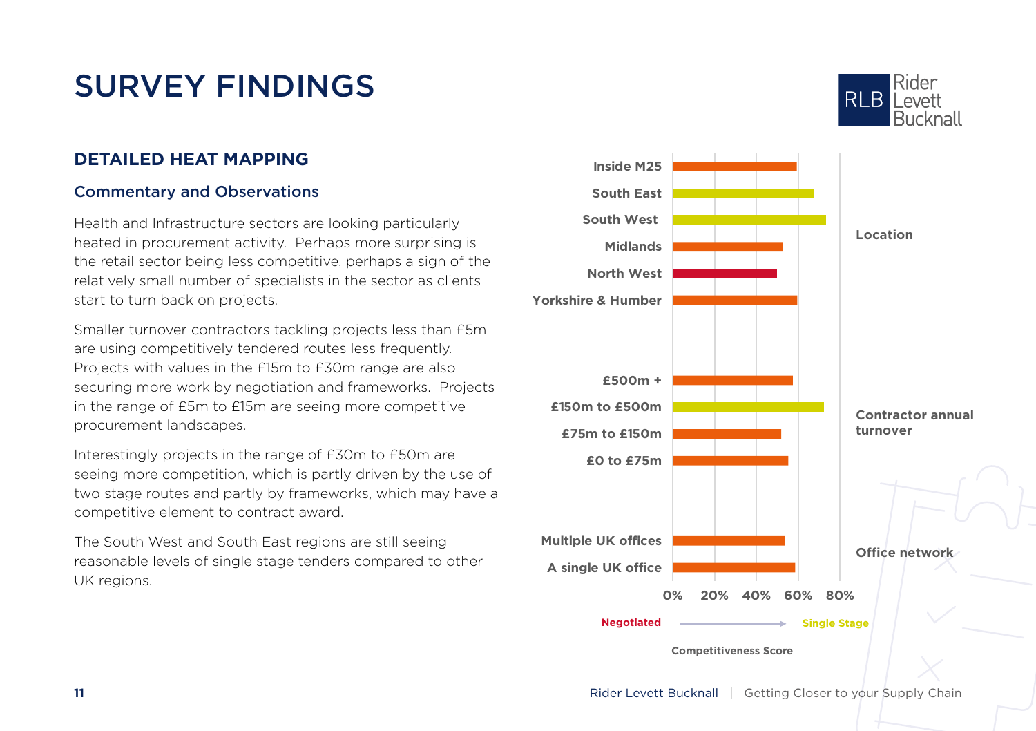# SURVEY FINDINGS

## DETAILED HEAT MAPPING

### Commentary and Observations

Health and Infrastructure sectors are looking particularly heated in procurement activity. Perhaps more surprising is the retail sector being less competitive, perhaps a sign of the relatively small number of specialists in the sector as clients start to turn back on projects.

Smaller turnover contractors tackling projects less than £5m are using competitively tendered routes less frequently. Projects with values in the £15m to £30m range are also securing more work by negotiation and frameworks. Projects in the range of £5m to £15m are seeing more competitive procurement landscapes.

Interestingly projects in the range of £30m to £50m are seeing more competition, which is partly driven by the use of two stage routes and partly by frameworks, which may have a competitive element to contract award.

The South West and South East regions are still seeing reasonable levels of single stage tenders compared to other UK regions.

Location

- Inside M25
- South East
- South West
- Midlands
- North West
- Yorkshire & Humber

Contractor annual turnover

- £500m +
- £150m to £500m
- £75m to £150m
- £0 to £75m

Office network

- Multiple UK offices
- A single UK office

0% 20% 40% 60% 80%

Negotiated → Single Stage

Competitiveness Score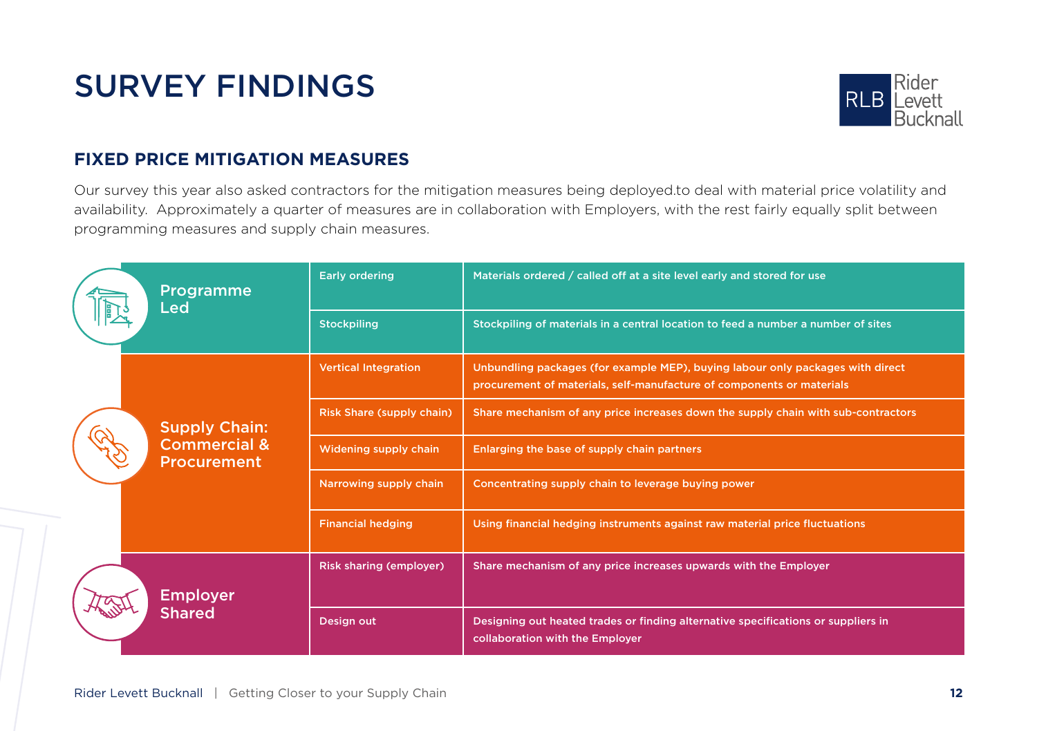# SURVEY FINDINGS

## FIXED PRICE MITIGATION MEASURES

Our survey this year also asked contractors for the mitigation measures being deployed.to deal with material price volatility and availability.  Approximately a quarter of measures are in collaboration with Employers, with the rest fairly equally split between programming measures and supply chain measures.

| Category | Measure | Description |
|---|---|---|
| Programme Led | Early ordering | Materials ordered / called off at a site level early and stored for use |
| | Stockpiling | Stockpiling of materials in a central location to feed a number a number of sites |
| Supply Chain: Commercial & Procurement | Vertical Integration | Unbundling packages (for example MEP), buying labour only packages with direct procurement of materials, self-manufacture of components or materials |
| | Risk Share (supply chain) | Share mechanism of any price increases down the supply chain with sub-contractors |
| | Widening supply chain | Enlarging the base of supply chain partners |
| | Narrowing supply chain | Concentrating supply chain to leverage buying power |
| | Financial hedging | Using financial hedging instruments against raw material price fluctuations |
| Employer Shared | Risk sharing (employer) | Share mechanism of any price increases upwards with the Employer |
| | Design out | Designing out heated trades or finding alternative specifications or suppliers in collaboration with the Employer |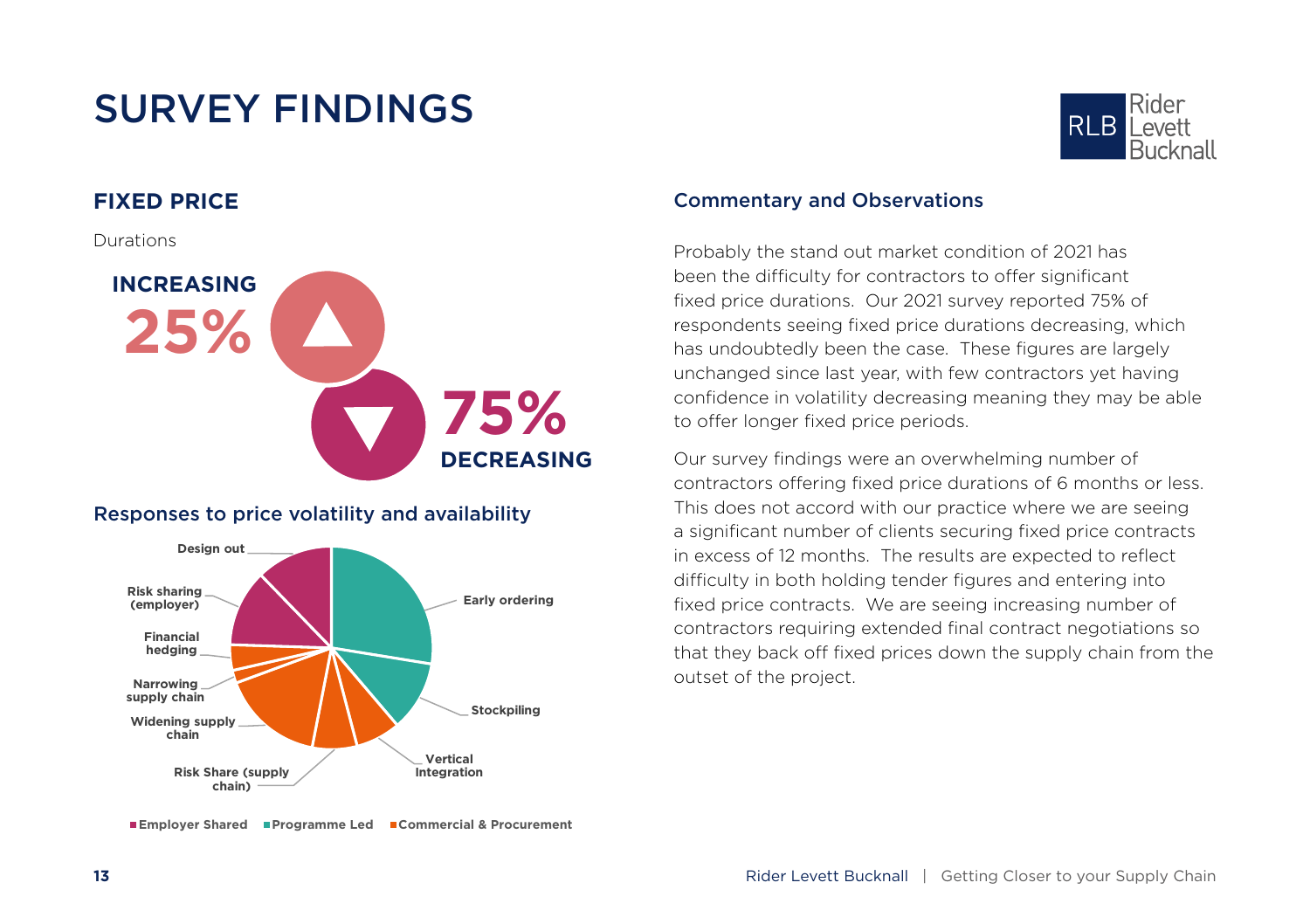# SURVEY FINDINGS

## FIXED PRICE

Durations

**INCREASING 25%**

**75% DECREASING**

### Responses to price volatility and availability

Design out

Risk sharing (employer)

Financial hedging

Narrowing supply chain

Widening supply chain

Risk Share (supply chain)

Vertical Integration

Stockpiling

Early ordering

Employer Shared | Programme Led | Commercial & Procurement

### Commentary and Observations

Probably the stand out market condition of 2021 has been the difficulty for contractors to offer significant fixed price durations. Our 2021 survey reported 75% of respondents seeing fixed price durations decreasing, which has undoubtedly been the case. These figures are largely unchanged since last year, with few contractors yet having confidence in volatility decreasing meaning they may be able to offer longer fixed price periods.

Our survey findings were an overwhelming number of contractors offering fixed price durations of 6 months or less. This does not accord with our practice where we are seeing a significant number of clients securing fixed price contracts in excess of 12 months. The results are expected to reflect difficulty in both holding tender figures and entering into fixed price contracts. We are seeing increasing number of contractors requiring extended final contract negotiations so that they back off fixed prices down the supply chain from the outset of the project.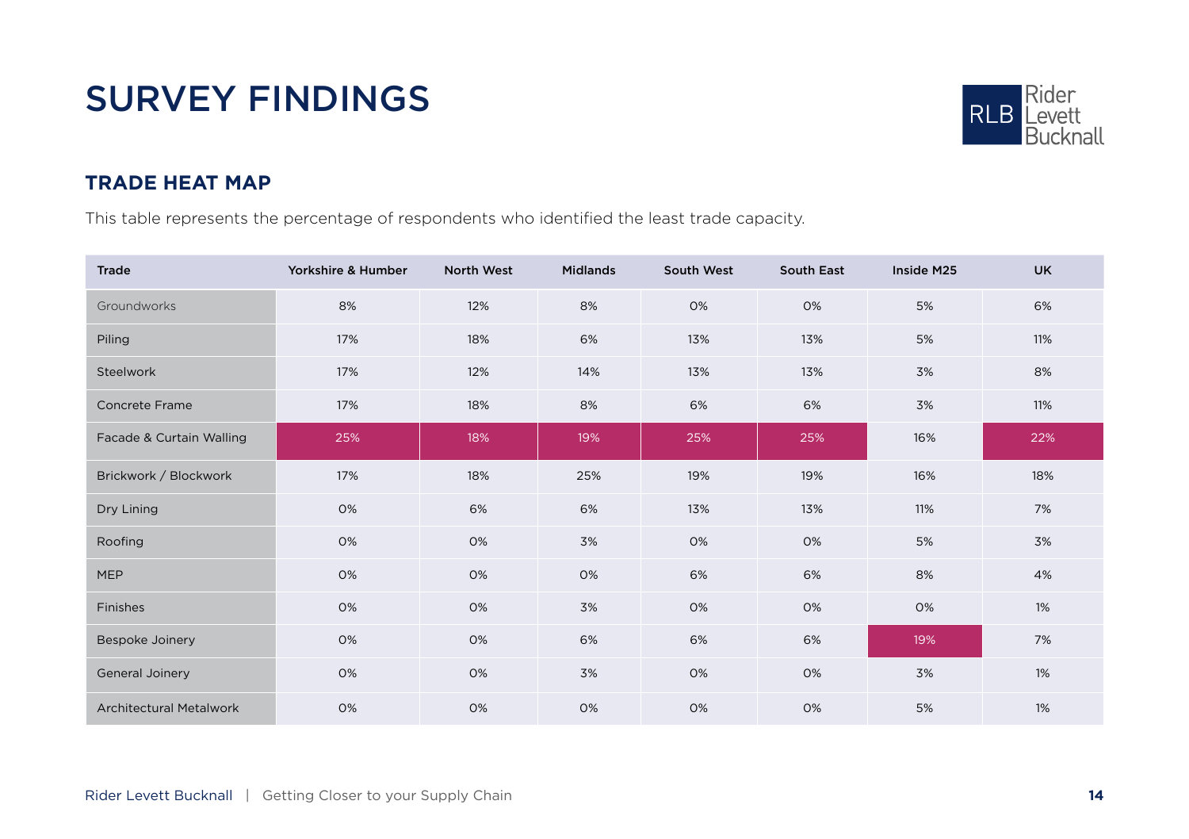# SURVEY FINDINGS

## TRADE HEAT MAP

This table represents the percentage of respondents who identified the least trade capacity.

| Trade | Yorkshire & Humber | North West | Midlands | South West | South East | Inside M25 | UK |
|---|---|---|---|---|---|---|---|
| Groundworks | 8% | 12% | 8% | 0% | 0% | 5% | 6% |
| Piling | 17% | 18% | 6% | 13% | 13% | 5% | 11% |
| Steelwork | 17% | 12% | 14% | 13% | 13% | 3% | 8% |
| Concrete Frame | 17% | 18% | 8% | 6% | 6% | 3% | 11% |
| Facade & Curtain Walling | 25% | 18% | 19% | 25% | 25% | 16% | 22% |
| Brickwork / Blockwork | 17% | 18% | 25% | 19% | 19% | 16% | 18% |
| Dry Lining | 0% | 6% | 6% | 13% | 13% | 11% | 7% |
| Roofing | 0% | 0% | 3% | 0% | 0% | 5% | 3% |
| MEP | 0% | 0% | 0% | 6% | 6% | 8% | 4% |
| Finishes | 0% | 0% | 3% | 0% | 0% | 0% | 1% |
| Bespoke Joinery | 0% | 0% | 6% | 6% | 6% | 19% | 7% |
| General Joinery | 0% | 0% | 3% | 0% | 0% | 3% | 1% |
| Architectural Metalwork | 0% | 0% | 0% | 0% | 0% | 5% | 1% |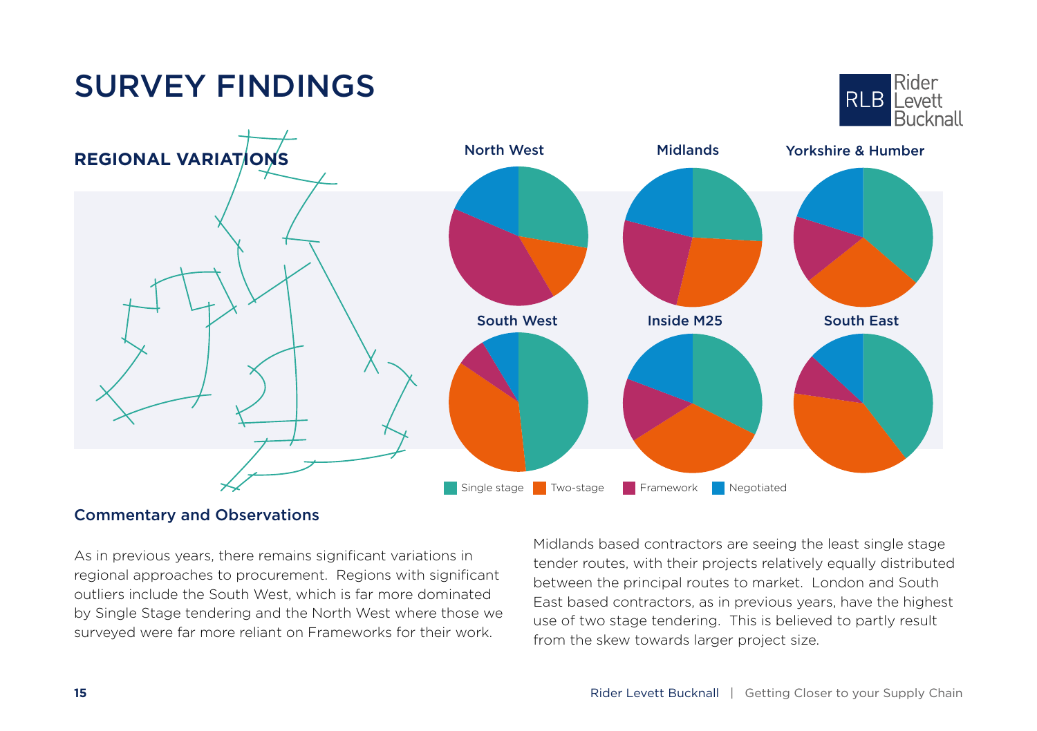# SURVEY FINDINGS

## REGIONAL VARIATIONS

North West | Midlands | Yorkshire & Humber

South West | Inside M25 | South East

Single stage | Two-stage | Framework | Negotiated

### Commentary and Observations

As in previous years, there remains significant variations in regional approaches to procurement. Regions with significant outliers include the South West, which is far more dominated by Single Stage tendering and the North West where those we surveyed were far more reliant on Frameworks for their work.

Midlands based contractors are seeing the least single stage tender routes, with their projects relatively equally distributed between the principal routes to market. London and South East based contractors, as in previous years, have the highest use of two stage tendering. This is believed to partly result from the skew towards larger project size.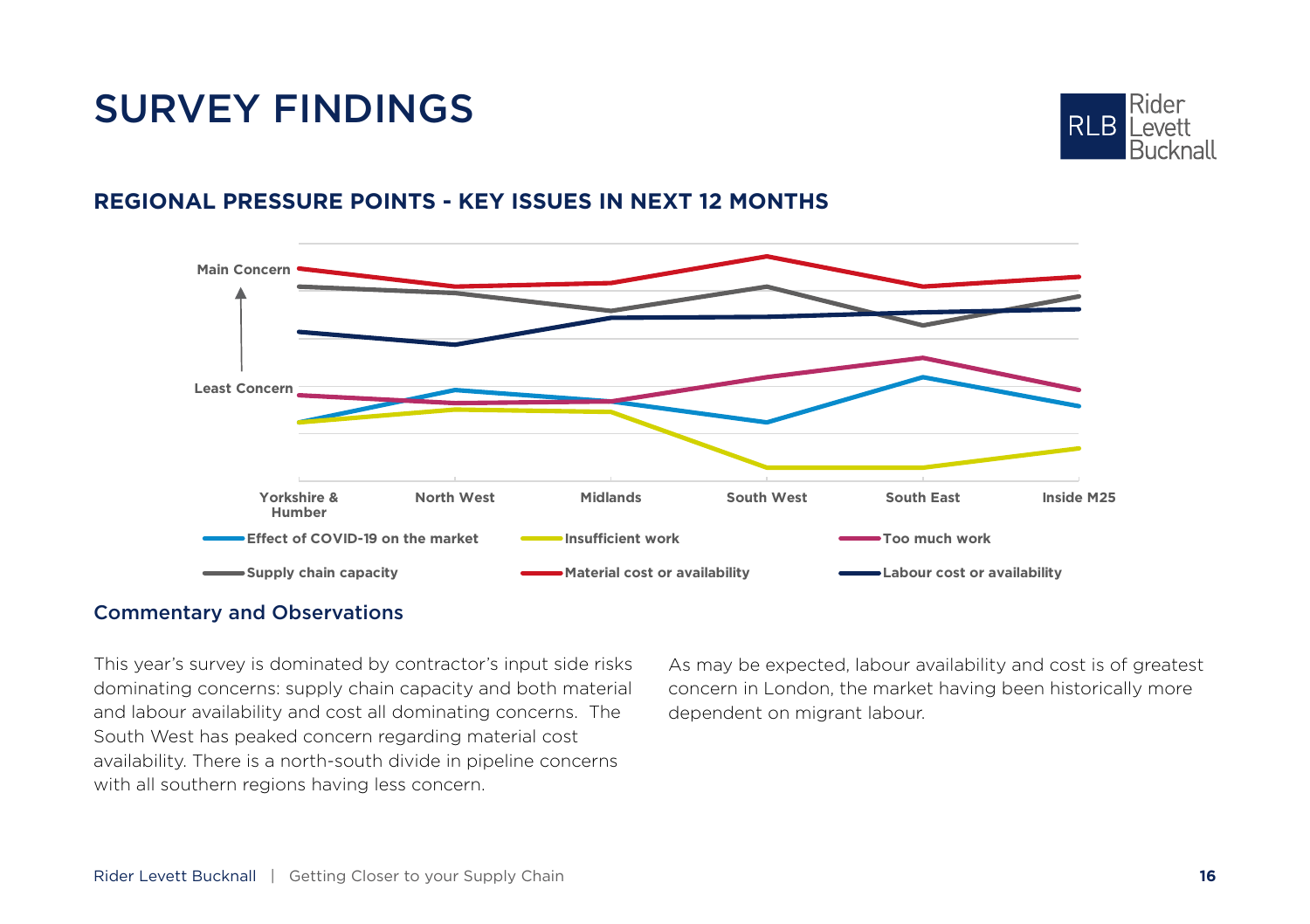# SURVEY FINDINGS

## REGIONAL PRESSURE POINTS - KEY ISSUES IN NEXT 12 MONTHS

Main Concern

Least Concern

Yorkshire & Humber | North West | Midlands | South West | South East | Inside M25

Effect of COVID-19 on the market | Insufficient work | Too much work | Supply chain capacity | Material cost or availability | Labour cost or availability

### Commentary and Observations

This year's survey is dominated by contractor's input side risks dominating concerns: supply chain capacity and both material and labour availability and cost all dominating concerns. The South West has peaked concern regarding material cost availability. There is a north-south divide in pipeline concerns with all southern regions having less concern.

As may be expected, labour availability and cost is of greatest concern in London, the market having been historically more dependent on migrant labour.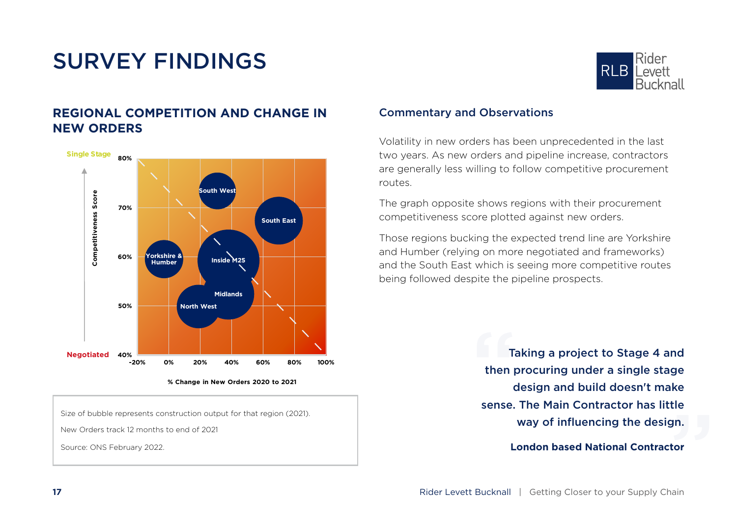# SURVEY FINDINGS

## REGIONAL COMPETITION AND CHANGE IN NEW ORDERS

Single Stage

Competitiveness Score

80%
70%
60%
50%
40%

Negotiated

South West
South East
Yorkshire & Humber
Inside M25
Midlands
North West

-20% 0% 20% 40% 60% 80% 100%

% Change in New Orders 2020 to 2021

Size of bubble represents construction output for that region (2021).

New Orders track 12 months to end of 2021

Source: ONS February 2022.

## Commentary and Observations

Volatility in new orders has been unprecedented in the last two years. As new orders and pipeline increase, contractors are generally less willing to follow competitive procurement routes.

The graph opposite shows regions with their procurement competitiveness score plotted against new orders.

Those regions bucking the expected trend line are Yorkshire and Humber (relying on more negotiated and frameworks) and the South East which is seeing more competitive routes being followed despite the pipeline prospects.

> **Taking a project to Stage 4 and then procuring under a single stage design and build doesn't make sense. The Main Contractor has little way of influencing the design.**
>
> **London based National Contractor**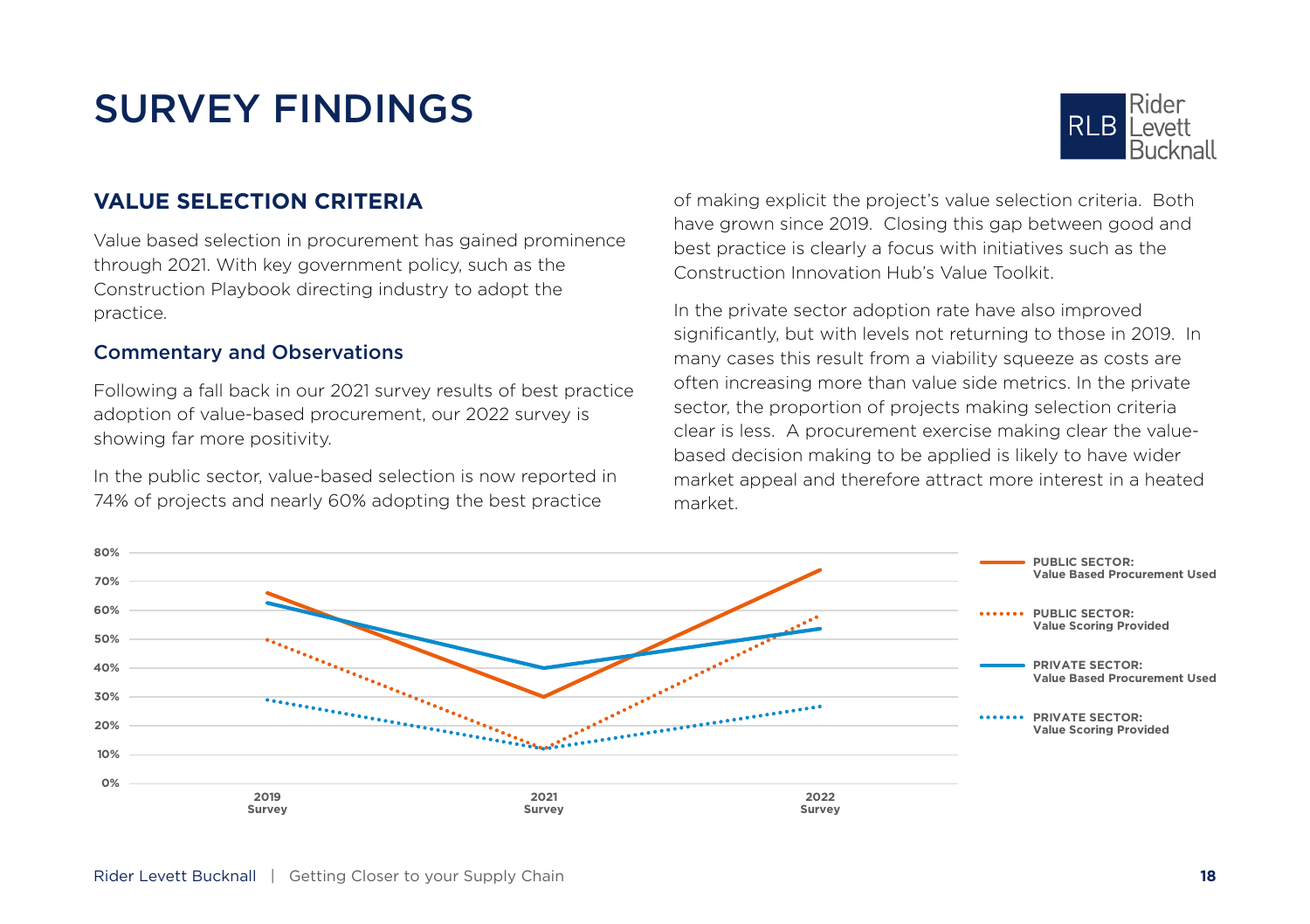# SURVEY FINDINGS

## VALUE SELECTION CRITERIA

Value based selection in procurement has gained prominence through 2021. With key government policy, such as the Construction Playbook directing industry to adopt the practice.

### Commentary and Observations

Following a fall back in our 2021 survey results of best practice adoption of value-based procurement, our 2022 survey is showing far more positivity.

In the public sector, value-based selection is now reported in 74% of projects and nearly 60% adopting the best practice of making explicit the project's value selection criteria. Both have grown since 2019. Closing this gap between good and best practice is clearly a focus with initiatives such as the Construction Innovation Hub's Value Toolkit.

In the private sector adoption rate have also improved significantly, but with levels not returning to those in 2019. In many cases this result from a viability squeeze as costs are often increasing more than value side metrics. In the private sector, the proportion of projects making selection criteria clear is less. A procurement exercise making clear the value-based decision making to be applied is likely to have wider market appeal and therefore attract more interest in a heated market.

| | 2019 Survey | 2021 Survey | 2022 Survey |
|---|---|---|---|
| PUBLIC SECTOR: Value Based Procurement Used | 66% | 30% | 74% |
| PUBLIC SECTOR: Value Scoring Provided | 50% | 12% | 58% |
| PRIVATE SECTOR: Value Based Procurement Used | 63% | 40% | 54% |
| PRIVATE SECTOR: Value Scoring Provided | 29% | 12% | 27% |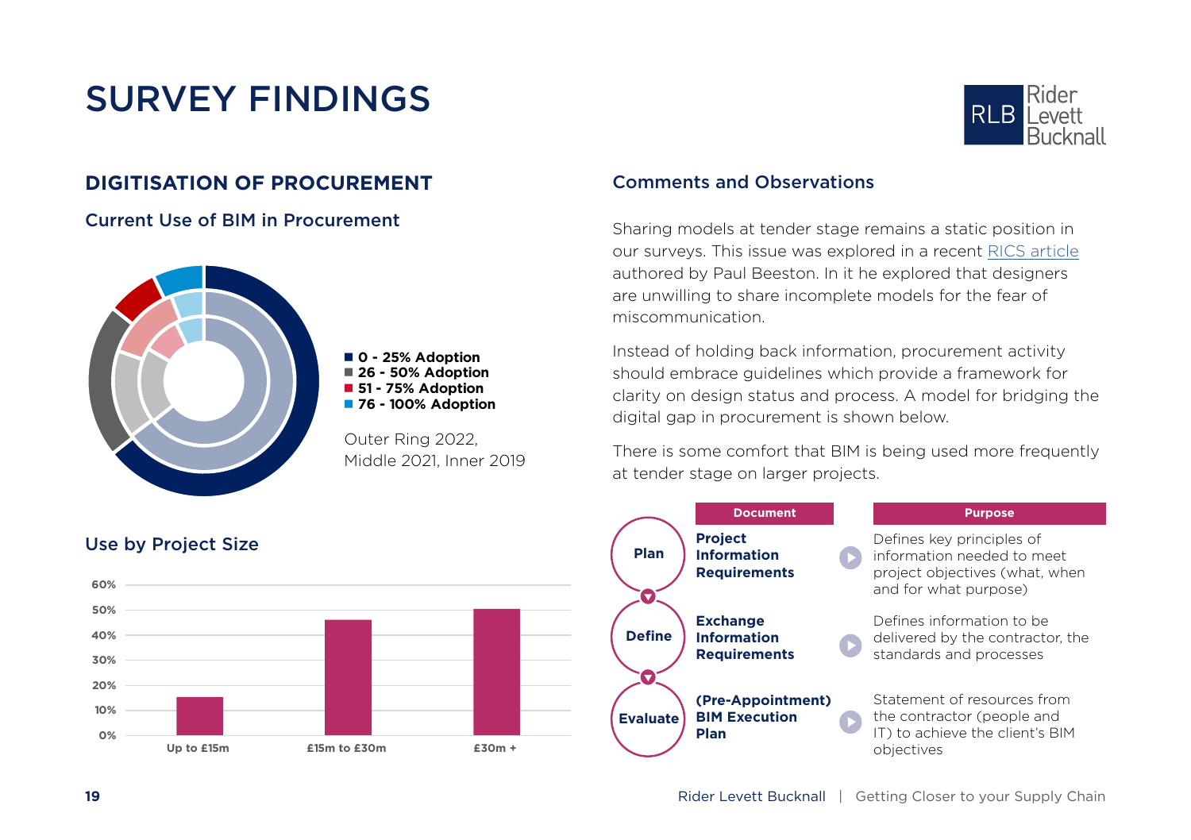# SURVEY FINDINGS

## DIGITISATION OF PROCUREMENT

### Current Use of BIM in Procurement

- 0 - 25% Adoption
- 26 - 50% Adoption
- 51 - 75% Adoption
- 76 - 100% Adoption

Outer Ring 2022, Middle 2021, Inner 2019

### Use by Project Size

| | Up to £15m | £15m to £30m | £30m + |
|---|---|---|---|
| Use | ~15% | ~46% | ~50% |

### Comments and Observations

Sharing models at tender stage remains a static position in our surveys. This issue was explored in a recent RICS article authored by Paul Beeston. In it he explored that designers are unwilling to share incomplete models for the fear of miscommunication.

Instead of holding back information, procurement activity should embrace guidelines which provide a framework for clarity on design status and process. A model for bridging the digital gap in procurement is shown below.

There is some comfort that BIM is being used more frequently at tender stage on larger projects.

| | Document | Purpose |
|---|---|---|
| Plan | **Project Information Requirements** | Defines key principles of information needed to meet project objectives (what, when and for what purpose) |
| Define | **Exchange Information Requirements** | Defines information to be delivered by the contractor, the standards and processes |
| Evaluate | **(Pre-Appointment) BIM Execution Plan** | Statement of resources from the contractor (people and IT) to achieve the client's BIM objectives |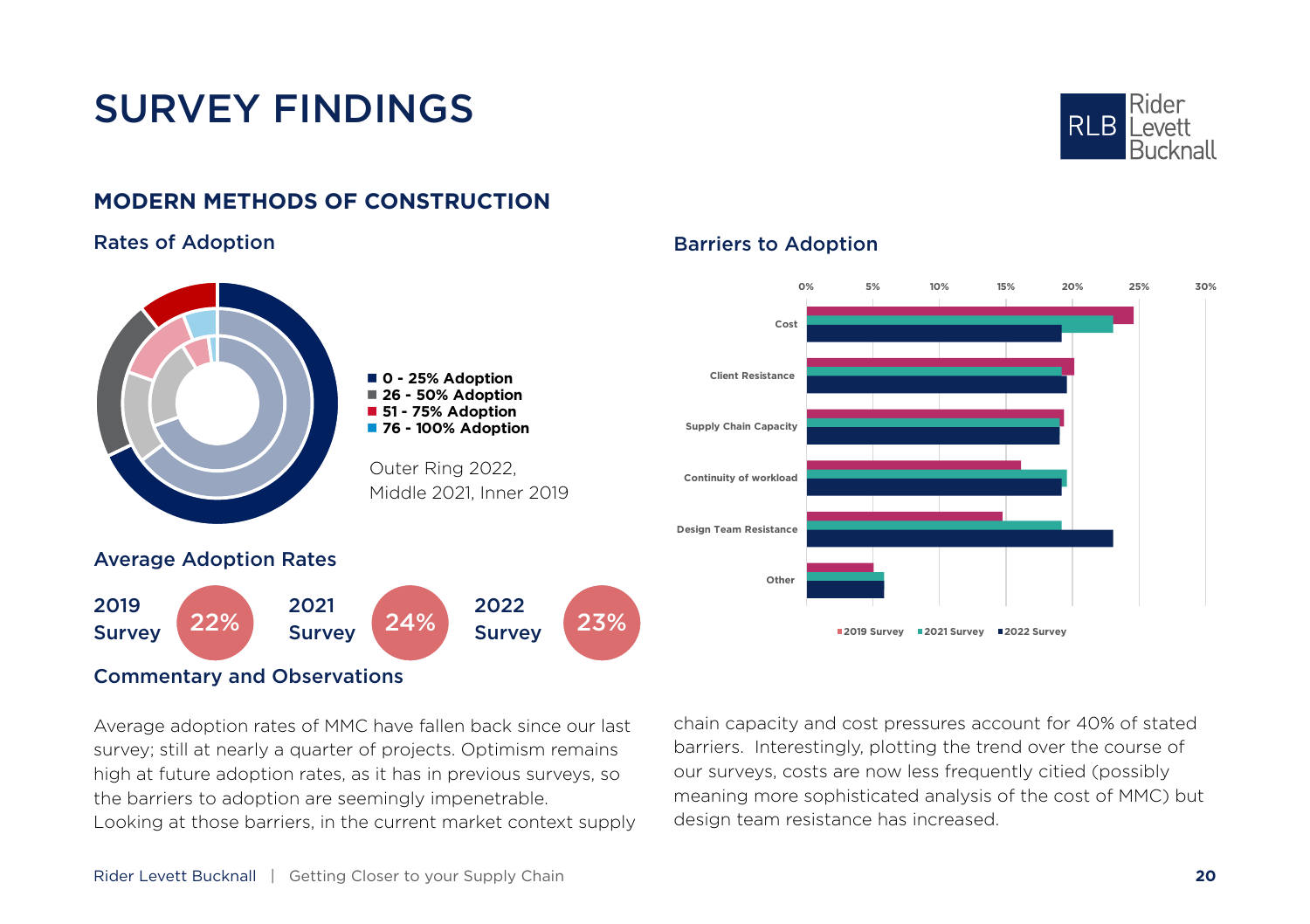# SURVEY FINDINGS

## MODERN METHODS OF CONSTRUCTION

### Rates of Adoption

- 0 - 25% Adoption
- 26 - 50% Adoption
- 51 - 75% Adoption
- 76 - 100% Adoption

Outer Ring 2022, Middle 2021, Inner 2019

### Barriers to Adoption

Categories: Cost, Client Resistance, Supply Chain Capacity, Continuity of workload, Design Team Resistance, Other

Legend: 2019 Survey, 2021 Survey, 2022 Survey

### Average Adoption Rates

| 2019 Survey | 2021 Survey | 2022 Survey |
|---|---|---|
| 22% | 24% | 23% |

### Commentary and Observations

Average adoption rates of MMC have fallen back since our last survey; still at nearly a quarter of projects. Optimism remains high at future adoption rates, as it has in previous surveys, so the barriers to adoption are seemingly impenetrable. Looking at those barriers, in the current market context supply chain capacity and cost pressures account for 40% of stated barriers. Interestingly, plotting the trend over the course of our surveys, costs are now less frequently citied (possibly meaning more sophisticated analysis of the cost of MMC) but design team resistance has increased.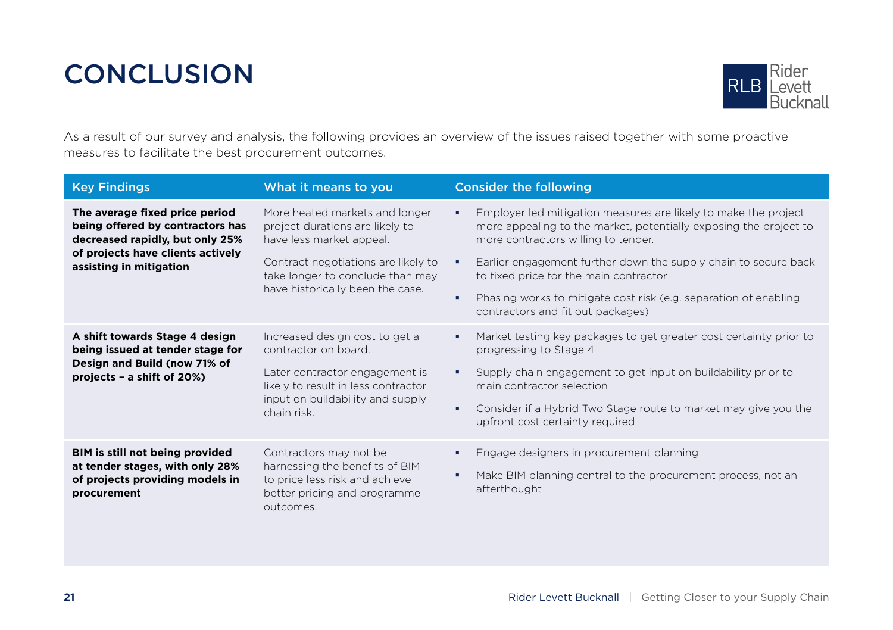# CONCLUSION

As a result of our survey and analysis, the following provides an overview of the issues raised together with some proactive measures to facilitate the best procurement outcomes.

| Key Findings | What it means to you | Consider the following |
|---|---|---|
| **The average fixed price period being offered by contractors has decreased rapidly, but only 25% of projects have clients actively assisting in mitigation** | More heated markets and longer project durations are likely to have less market appeal.<br><br>Contract negotiations are likely to take longer to conclude than may have historically been the case. | ▪ Employer led mitigation measures are likely to make the project more appealing to the market, potentially exposing the project to more contractors willing to tender.<br>▪ Earlier engagement further down the supply chain to secure back to fixed price for the main contractor<br>▪ Phasing works to mitigate cost risk (e.g. separation of enabling contractors and fit out packages) |
| **A shift towards Stage 4 design being issued at tender stage for Design and Build (now 71% of projects – a shift of 20%)** | Increased design cost to get a contractor on board.<br><br>Later contractor engagement is likely to result in less contractor input on buildability and supply chain risk. | ▪ Market testing key packages to get greater cost certainty prior to progressing to Stage 4<br>▪ Supply chain engagement to get input on buildability prior to main contractor selection<br>▪ Consider if a Hybrid Two Stage route to market may give you the upfront cost certainty required |
| **BIM is still not being provided at tender stages, with only 28% of projects providing models in procurement** | Contractors may not be harnessing the benefits of BIM to price less risk and achieve better pricing and programme outcomes. | ▪ Engage designers in procurement planning<br>▪ Make BIM planning central to the procurement process, not an afterthought |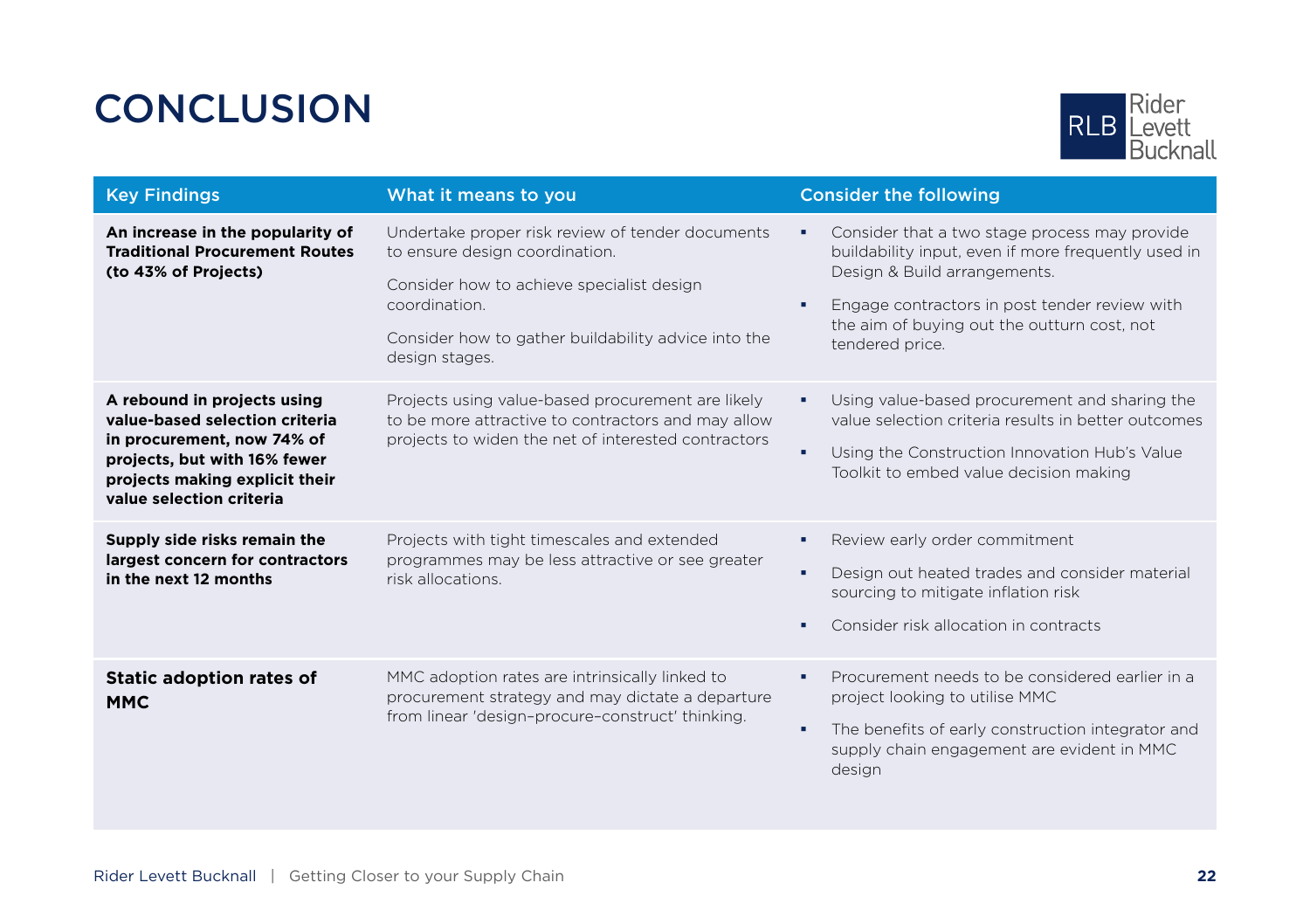# CONCLUSION

| Key Findings | What it means to you | Consider the following |
|---|---|---|
| **An increase in the popularity of Traditional Procurement Routes (to 43% of Projects)** | Undertake proper risk review of tender documents to ensure design coordination.<br><br>Consider how to achieve specialist design coordination.<br><br>Consider how to gather buildability advice into the design stages. | ▪ Consider that a two stage process may provide buildability input, even if more frequently used in Design & Build arrangements.<br>▪ Engage contractors in post tender review with the aim of buying out the outturn cost, not tendered price. |
| **A rebound in projects using value-based selection criteria in procurement, now 74% of projects, but with 16% fewer projects making explicit their value selection criteria** | Projects using value-based procurement are likely to be more attractive to contractors and may allow projects to widen the net of interested contractors | ▪ Using value-based procurement and sharing the value selection criteria results in better outcomes<br>▪ Using the Construction Innovation Hub's Value Toolkit to embed value decision making |
| **Supply side risks remain the largest concern for contractors in the next 12 months** | Projects with tight timescales and extended programmes may be less attractive or see greater risk allocations. | ▪ Review early order commitment<br>▪ Design out heated trades and consider material sourcing to mitigate inflation risk<br>▪ Consider risk allocation in contracts |
| **Static adoption rates of MMC** | MMC adoption rates are intrinsically linked to procurement strategy and may dictate a departure from linear 'design-procure-construct' thinking. | ▪ Procurement needs to be considered earlier in a project looking to utilise MMC<br>▪ The benefits of early construction integrator and supply chain engagement are evident in MMC design |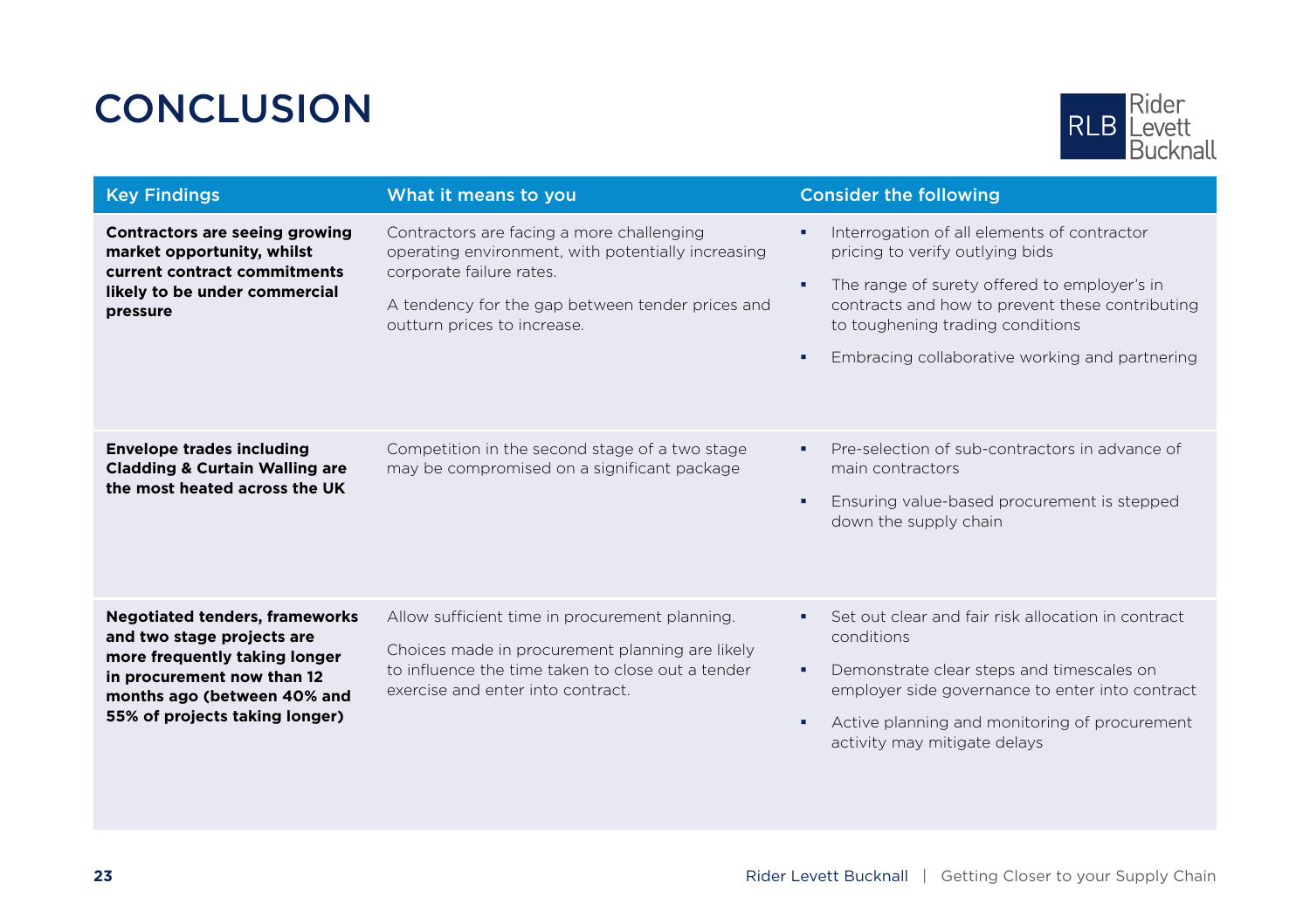# CONCLUSION

| Key Findings | What it means to you | Consider the following |
|---|---|---|
| **Contractors are seeing growing market opportunity, whilst current contract commitments likely to be under commercial pressure** | Contractors are facing a more challenging operating environment, with potentially increasing corporate failure rates.<br><br>A tendency for the gap between tender prices and outturn prices to increase. | ▪ Interrogation of all elements of contractor pricing to verify outlying bids<br>▪ The range of surety offered to employer's in contracts and how to prevent these contributing to toughening trading conditions<br>▪ Embracing collaborative working and partnering |
| **Envelope trades including Cladding & Curtain Walling are the most heated across the UK** | Competition in the second stage of a two stage may be compromised on a significant package | ▪ Pre-selection of sub-contractors in advance of main contractors<br>▪ Ensuring value-based procurement is stepped down the supply chain |
| **Negotiated tenders, frameworks and two stage projects are more frequently taking longer in procurement now than 12 months ago (between 40% and 55% of projects taking longer)** | Allow sufficient time in procurement planning.<br><br>Choices made in procurement planning are likely to influence the time taken to close out a tender exercise and enter into contract. | ▪ Set out clear and fair risk allocation in contract conditions<br>▪ Demonstrate clear steps and timescales on employer side governance to enter into contract<br>▪ Active planning and monitoring of procurement activity may mitigate delays |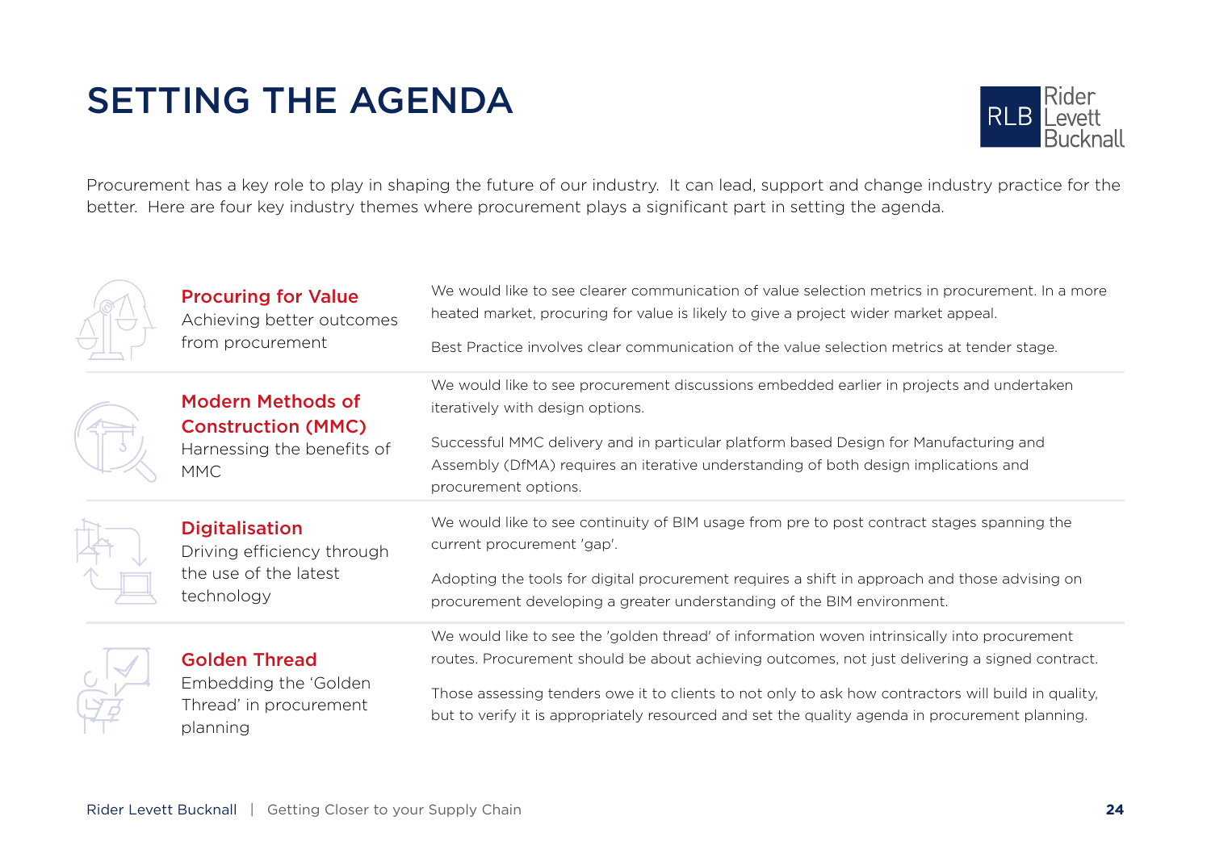# SETTING THE AGENDA

Procurement has a key role to play in shaping the future of our industry. It can lead, support and change industry practice for the better. Here are four key industry themes where procurement plays a significant part in setting the agenda.

### Procuring for Value

Achieving better outcomes from procurement

We would like to see clearer communication of value selection metrics in procurement. In a more heated market, procuring for value is likely to give a project wider market appeal.

Best Practice involves clear communication of the value selection metrics at tender stage.

### Modern Methods of Construction (MMC)

Harnessing the benefits of MMC

We would like to see procurement discussions embedded earlier in projects and undertaken iteratively with design options.

Successful MMC delivery and in particular platform based Design for Manufacturing and Assembly (DfMA) requires an iterative understanding of both design implications and procurement options.

### Digitalisation

Driving efficiency through the use of the latest technology

We would like to see continuity of BIM usage from pre to post contract stages spanning the current procurement 'gap'.

Adopting the tools for digital procurement requires a shift in approach and those advising on procurement developing a greater understanding of the BIM environment.

### Golden Thread

Embedding the 'Golden Thread' in procurement planning

We would like to see the 'golden thread' of information woven intrinsically into procurement routes. Procurement should be about achieving outcomes, not just delivering a signed contract.

Those assessing tenders owe it to clients to not only to ask how contractors will build in quality, but to verify it is appropriately resourced and set the quality agenda in procurement planning.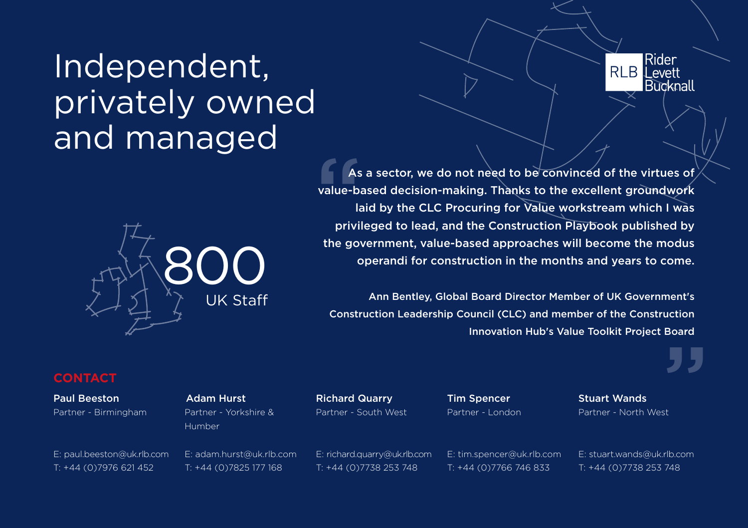# Independent, privately owned and managed

**800**
UK Staff

> "As a sector, we do not need to be convinced of the virtues of value-based decision-making. Thanks to the excellent groundwork laid by the CLC Procuring for Value workstream which I was privileged to lead, and the Construction Playbook published by the government, value-based approaches will become the modus operandi for construction in the months and years to come.
>
> **Ann Bentley, Global Board Director Member of UK Government's Construction Leadership Council (CLC) and member of the Construction Innovation Hub's Value Toolkit Project Board**"

## CONTACT

**Paul Beeston**
Partner - Birmingham

E: paul.beeston@uk.rlb.com
T: +44 (0)7976 621 452

**Adam Hurst**
Partner - Yorkshire & Humber

E: adam.hurst@uk.rlb.com
T: +44 (0)7825 177 168

**Richard Quarry**
Partner - South West

E: richard.quarry@uk.rlb.com
T: +44 (0)7738 253 748

**Tim Spencer**
Partner - London

E: tim.spencer@uk.rlb.com
T: +44 (0)7766 746 833

**Stuart Wands**
Partner - North West

E: stuart.wands@uk.rlb.com
T: +44 (0)7738 253 748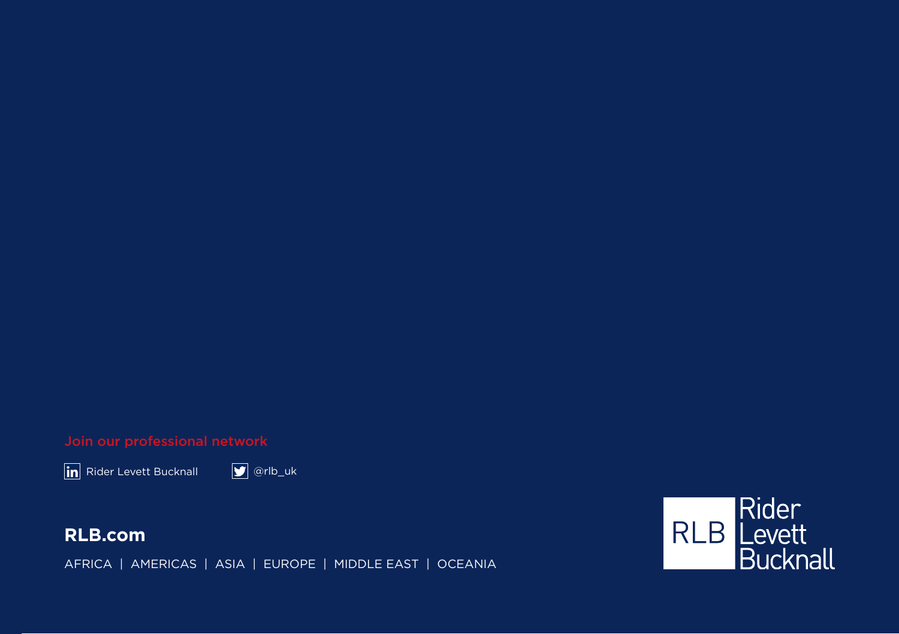Join our professional network

Rider Levett Bucknall

@rlb_uk

**RLB.com**

AFRICA | AMERICAS | ASIA | EUROPE | MIDDLE EAST | OCEANIA

RLB Rider Levett Bucknall